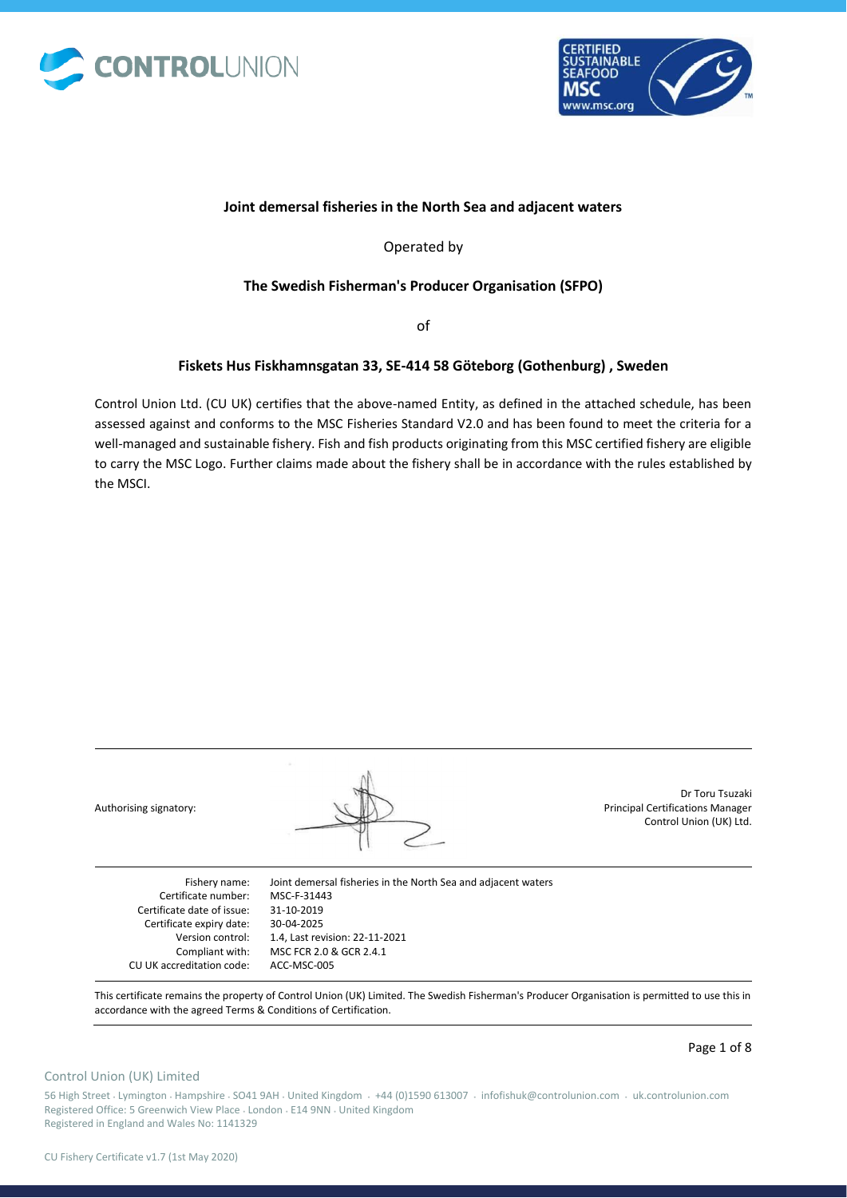**Joint demersal fisheries in the North Sea and adjacent waters**

Operated by

**The Swedish Fisherman's Producer Organisation (SFPO)**

of

**Fiskets Hus Fiskhamnsgatan 33, SE-414 58 Göteborg (Gothenburg) , Sweden**

Control Union Ltd. (CU UK) certifies that the above-named Entity, as defined in the attached schedule, has been assessed against and conforms to the MSC Fisheries Standard V2.0 and has been found to meet the criteria for a well-managed and sustainable fishery. Fish and fish products originating from this MSC certified fishery are eligible to carry the MSC Logo. Further claims made about the fishery shall be in accordance with the rules established by the MSCI.

Authorising signatory:

Dr Toru Tsuzaki
Principal Certifications Manager
Control Union (UK) Ltd.

| | |
|---|---|
| Fishery name: | Joint demersal fisheries in the North Sea and adjacent waters |
| Certificate number: | MSC-F-31443 |
| Certificate date of issue: | 31-10-2019 |
| Certificate expiry date: | 30-04-2025 |
| Version control: | 1.4, Last revision: 22-11-2021 |
| Compliant with: | MSC FCR 2.0 & GCR 2.4.1 |
| CU UK accreditation code: | ACC-MSC-005 |

This certificate remains the property of Control Union (UK) Limited. The Swedish Fisherman's Producer Organisation is permitted to use this in accordance with the agreed Terms & Conditions of Certification.

Control Union (UK) Limited

56 High Street . Lymington . Hampshire . SO41 9AH . United Kingdom . +44 (0)1590 613007 . infofishuk@controlunion.com . uk.controlunion.com
Registered Office: 5 Greenwich View Place . London . E14 9NN . United Kingdom
Registered in England and Wales No: 1141329

CU Fishery Certificate v1.7 (1st May 2020)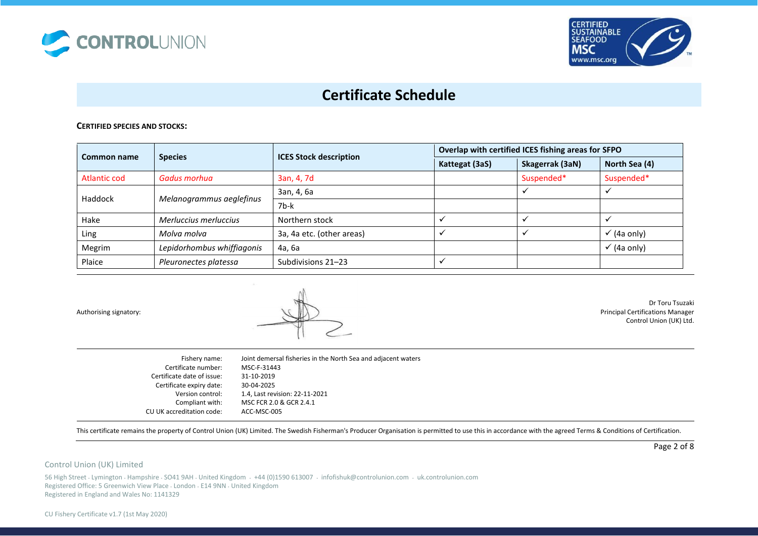# Certificate Schedule

**CERTIFIED SPECIES AND STOCKS:**

| Common name | Species | ICES Stock description | Overlap with certified ICES fishing areas for SFPO | | |
|---|---|---|---|---|---|
| | | | Kattegat (3aS) | Skagerrak (3aN) | North Sea (4) |
| Atlantic cod | *Gadus morhua* | 3an, 4, 7d | | Suspended* | Suspended* |
| Haddock | *Melanogrammus aeglefinus* | 3an, 4, 6a | | ✓ | ✓ |
| | | 7b-k | | | |
| Hake | *Merluccius merluccius* | Northern stock | ✓ | ✓ | ✓ |
| Ling | *Molva molva* | 3a, 4a etc. (other areas) | ✓ | ✓ | ✓ (4a only) |
| Megrim | *Lepidorhombus whiffiagonis* | 4a, 6a | | | ✓ (4a only) |
| Plaice | *Pleuronectes platessa* | Subdivisions 21–23 | ✓ | | |

Authorising signatory:

Dr Toru Tsuzaki
Principal Certifications Manager
Control Union (UK) Ltd.

| | |
|---|---|
| Fishery name: | Joint demersal fisheries in the North Sea and adjacent waters |
| Certificate number: | MSC-F-31443 |
| Certificate date of issue: | 31-10-2019 |
| Certificate expiry date: | 30-04-2025 |
| Version control: | 1.4, Last revision: 22-11-2021 |
| Compliant with: | MSC FCR 2.0 & GCR 2.4.1 |
| CU UK accreditation code: | ACC-MSC-005 |

This certificate remains the property of Control Union (UK) Limited. The Swedish Fisherman's Producer Organisation is permitted to use this in accordance with the agreed Terms & Conditions of Certification.

Control Union (UK) Limited

56 High Street . Lymington . Hampshire . SO41 9AH . United Kingdom . +44 (0)1590 613007 . infofishuk@controlunion.com . uk.controlunion.com
Registered Office: 5 Greenwich View Place . London . E14 9NN . United Kingdom
Registered in England and Wales No: 1141329

CU Fishery Certificate v1.7 (1st May 2020)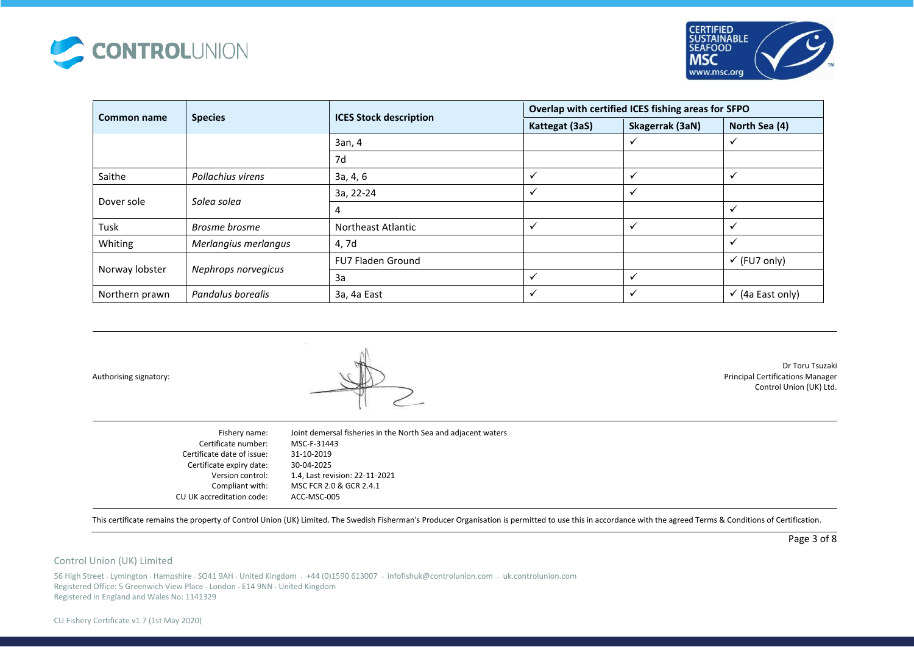| Common name | Species | ICES Stock description | Overlap with certified ICES fishing areas for SFPO | | |
|---|---|---|---|---|---|
| | | | Kattegat (3aS) | Skagerrak (3aN) | North Sea (4) |
| | | 3an, 4 | | ✓ | ✓ |
| | | 7d | | | |
| Saithe | *Pollachius virens* | 3a, 4, 6 | ✓ | ✓ | ✓ |
| Dover sole | *Solea solea* | 3a, 22-24 | ✓ | ✓ | |
| | | 4 | | | ✓ |
| Tusk | *Brosme brosme* | Northeast Atlantic | ✓ | ✓ | ✓ |
| Whiting | *Merlangius merlangus* | 4, 7d | | | ✓ |
| Norway lobster | *Nephrops norvegicus* | FU7 Fladen Ground | | | ✓ (FU7 only) |
| | | 3a | ✓ | ✓ | |
| Northern prawn | *Pandalus borealis* | 3a, 4a East | ✓ | ✓ | ✓ (4a East only) |

Authorising signatory:

Dr Toru Tsuzaki
Principal Certifications Manager
Control Union (UK) Ltd.

| | |
|---|---|
| Fishery name: | Joint demersal fisheries in the North Sea and adjacent waters |
| Certificate number: | MSC-F-31443 |
| Certificate date of issue: | 31-10-2019 |
| Certificate expiry date: | 30-04-2025 |
| Version control: | 1.4, Last revision: 22-11-2021 |
| Compliant with: | MSC FCR 2.0 & GCR 2.4.1 |
| CU UK accreditation code: | ACC-MSC-005 |

This certificate remains the property of Control Union (UK) Limited. The Swedish Fisherman's Producer Organisation is permitted to use this in accordance with the agreed Terms & Conditions of Certification.

Control Union (UK) Limited

56 High Street . Lymington . Hampshire . SO41 9AH . United Kingdom . +44 (0)1590 613007 . infofishuk@controlunion.com . uk.controlunion.com
Registered Office: 5 Greenwich View Place . London . E14 9NN . United Kingdom
Registered in England and Wales No: 1141329

CU Fishery Certificate v1.7 (1st May 2020)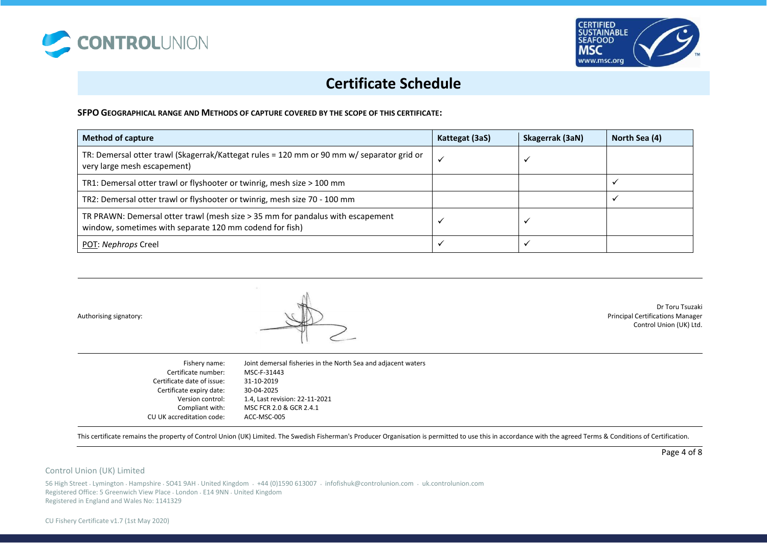# Certificate Schedule

**SFPO GEOGRAPHICAL RANGE AND METHODS OF CAPTURE COVERED BY THE SCOPE OF THIS CERTIFICATE:**

| Method of capture | Kattegat (3aS) | Skagerrak (3aN) | North Sea (4) |
|---|---|---|---|
| TR: Demersal otter trawl (Skagerrak/Kattegat rules = 120 mm or 90 mm w/ separator grid or very large mesh escapement) | ✓ | ✓ | |
| TR1: Demersal otter trawl or flyshooter or twinrig, mesh size > 100 mm | | | ✓ |
| TR2: Demersal otter trawl or flyshooter or twinrig, mesh size 70 - 100 mm | | | ✓ |
| TR PRAWN: Demersal otter trawl (mesh size > 35 mm for pandalus with escapement window, sometimes with separate 120 mm codend for fish) | ✓ | ✓ | |
| POT: *Nephrops* Creel | ✓ | ✓ | |

Authorising signatory:

Dr Toru Tsuzaki
Principal Certifications Manager
Control Union (UK) Ltd.

| | |
|---|---|
| Fishery name: | Joint demersal fisheries in the North Sea and adjacent waters |
| Certificate number: | MSC-F-31443 |
| Certificate date of issue: | 31-10-2019 |
| Certificate expiry date: | 30-04-2025 |
| Version control: | 1.4, Last revision: 22-11-2021 |
| Compliant with: | MSC FCR 2.0 & GCR 2.4.1 |
| CU UK accreditation code: | ACC-MSC-005 |

This certificate remains the property of Control Union (UK) Limited. The Swedish Fisherman's Producer Organisation is permitted to use this in accordance with the agreed Terms & Conditions of Certification.

Control Union (UK) Limited

56 High Street . Lymington . Hampshire . SO41 9AH . United Kingdom . +44 (0)1590 613007 . infofishuk@controlunion.com . uk.controlunion.com
Registered Office: 5 Greenwich View Place . London . E14 9NN . United Kingdom
Registered in England and Wales No: 1141329

CU Fishery Certificate v1.7 (1st May 2020)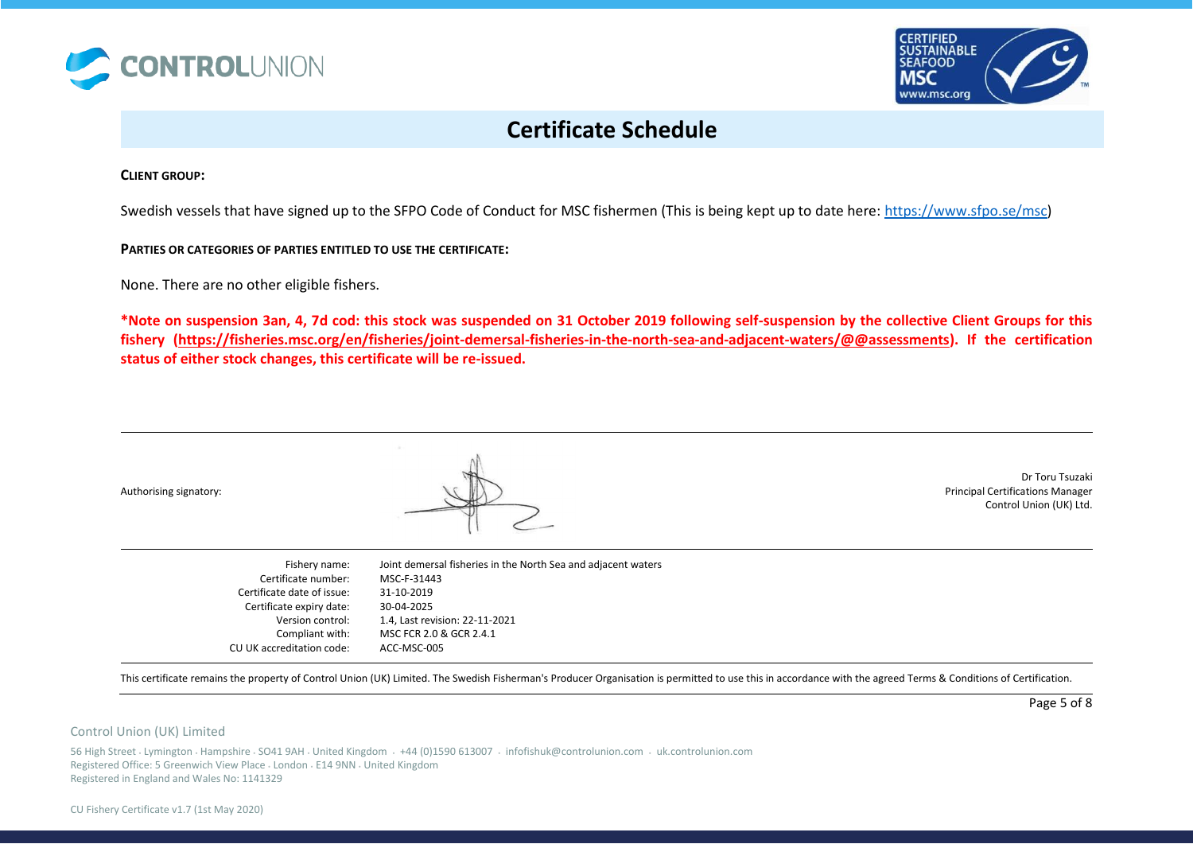# Certificate Schedule

**CLIENT GROUP:**

Swedish vessels that have signed up to the SFPO Code of Conduct for MSC fishermen (This is being kept up to date here: https://www.sfpo.se/msc)

**PARTIES OR CATEGORIES OF PARTIES ENTITLED TO USE THE CERTIFICATE:**

None. There are no other eligible fishers.

***Note on suspension 3an, 4, 7d cod: this stock was suspended on 31 October 2019 following self-suspension by the collective Client Groups for this fishery (https://fisheries.msc.org/en/fisheries/joint-demersal-fisheries-in-the-north-sea-and-adjacent-waters/@@assessments). If the certification status of either stock changes, this certificate will be re-issued.**

Authorising signatory:

Dr Toru Tsuzaki
Principal Certifications Manager
Control Union (UK) Ltd.

| | |
|---|---|
| Fishery name: | Joint demersal fisheries in the North Sea and adjacent waters |
| Certificate number: | MSC-F-31443 |
| Certificate date of issue: | 31-10-2019 |
| Certificate expiry date: | 30-04-2025 |
| Version control: | 1.4, Last revision: 22-11-2021 |
| Compliant with: | MSC FCR 2.0 & GCR 2.4.1 |
| CU UK accreditation code: | ACC-MSC-005 |

This certificate remains the property of Control Union (UK) Limited. The Swedish Fisherman's Producer Organisation is permitted to use this in accordance with the agreed Terms & Conditions of Certification.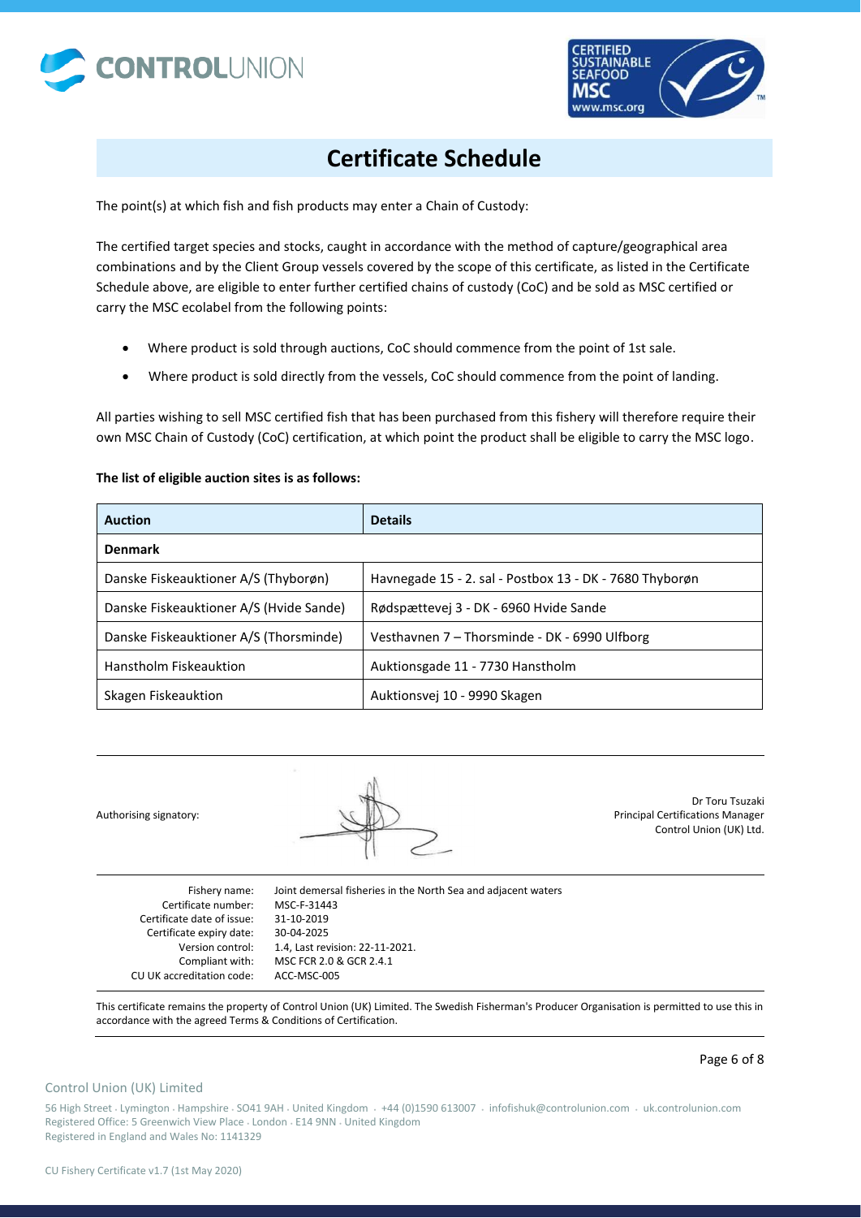# Certificate Schedule

The point(s) at which fish and fish products may enter a Chain of Custody:

The certified target species and stocks, caught in accordance with the method of capture/geographical area combinations and by the Client Group vessels covered by the scope of this certificate, as listed in the Certificate Schedule above, are eligible to enter further certified chains of custody (CoC) and be sold as MSC certified or carry the MSC ecolabel from the following points:

- Where product is sold through auctions, CoC should commence from the point of 1st sale.
- Where product is sold directly from the vessels, CoC should commence from the point of landing.

All parties wishing to sell MSC certified fish that has been purchased from this fishery will therefore require their own MSC Chain of Custody (CoC) certification, at which point the product shall be eligible to carry the MSC logo.

**The list of eligible auction sites is as follows:**

| Auction | Details |
|---|---|
| **Denmark** | |
| Danske Fiskeauktioner A/S (Thyborøn) | Havnegade 15 - 2. sal - Postbox 13 - DK - 7680 Thyborøn |
| Danske Fiskeauktioner A/S (Hvide Sande) | Rødspættevej 3 - DK - 6960 Hvide Sande |
| Danske Fiskeauktioner A/S (Thorsminde) | Vesthavnen 7 – Thorsminde - DK - 6990 Ulfborg |
| Hanstholm Fiskeauktion | Auktionsgade 11 - 7730 Hanstholm |
| Skagen Fiskeauktion | Auktionsvej 10 - 9990 Skagen |

Authorising signatory:

Dr Toru Tsuzaki
Principal Certifications Manager
Control Union (UK) Ltd.

| | |
|---|---|
| Fishery name: | Joint demersal fisheries in the North Sea and adjacent waters |
| Certificate number: | MSC-F-31443 |
| Certificate date of issue: | 31-10-2019 |
| Certificate expiry date: | 30-04-2025 |
| Version control: | 1.4, Last revision: 22-11-2021. |
| Compliant with: | MSC FCR 2.0 & GCR 2.4.1 |
| CU UK accreditation code: | ACC-MSC-005 |

This certificate remains the property of Control Union (UK) Limited. The Swedish Fisherman's Producer Organisation is permitted to use this in accordance with the agreed Terms & Conditions of Certification.

Control Union (UK) Limited

56 High Street · Lymington · Hampshire · SO41 9AH · United Kingdom · +44 (0)1590 613007 · infofishuk@controlunion.com · uk.controlunion.com
Registered Office: 5 Greenwich View Place · London · E14 9NN · United Kingdom
Registered in England and Wales No: 1141329

CU Fishery Certificate v1.7 (1st May 2020)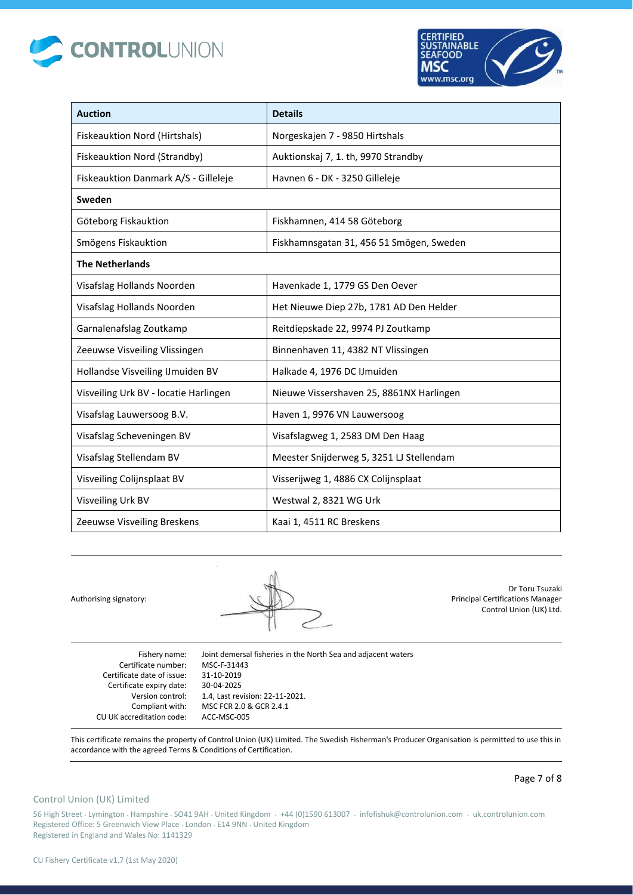| Auction | Details |
|---|---|
| Fiskeauktion Nord (Hirtshals) | Norgeskajen 7 - 9850 Hirtshals |
| Fiskeauktion Nord (Strandby) | Auktionskaj 7, 1. th, 9970 Strandby |
| Fiskeauktion Danmark A/S - Gilleleje | Havnen 6 - DK - 3250 Gilleleje |
| **Sweden** | |
| Göteborg Fiskauktion | Fiskhamnen, 414 58 Göteborg |
| Smögens Fiskauktion | Fiskhamnsgatan 31, 456 51 Smögen, Sweden |
| **The Netherlands** | |
| Visafslag Hollands Noorden | Havenkade 1, 1779 GS Den Oever |
| Visafslag Hollands Noorden | Het Nieuwe Diep 27b, 1781 AD Den Helder |
| Garnalenafslag Zoutkamp | Reitdiepskade 22, 9974 PJ Zoutkamp |
| Zeeuwse Visveiling Vlissingen | Binnenhaven 11, 4382 NT Vlissingen |
| Hollandse Visveiling IJmuiden BV | Halkade 4, 1976 DC IJmuiden |
| Visveiling Urk BV - locatie Harlingen | Nieuwe Vissershaven 25, 8861NX Harlingen |
| Visafslag Lauwersoog B.V. | Haven 1, 9976 VN Lauwersoog |
| Visafslag Scheveningen BV | Visafslagweg 1, 2583 DM Den Haag |
| Visafslag Stellendam BV | Meester Snijderweg 5, 3251 LJ Stellendam |
| Visveiling Colijnsplaat BV | Visserijweg 1, 4886 CX Colijnsplaat |
| Visveiling Urk BV | Westwal 2, 8321 WG Urk |
| Zeeuwse Visveiling Breskens | Kaai 1, 4511 RC Breskens |

Authorising signatory:

Dr Toru Tsuzaki
Principal Certifications Manager
Control Union (UK) Ltd.

| | |
|---|---|
| Fishery name: | Joint demersal fisheries in the North Sea and adjacent waters |
| Certificate number: | MSC-F-31443 |
| Certificate date of issue: | 31-10-2019 |
| Certificate expiry date: | 30-04-2025 |
| Version control: | 1.4, Last revision: 22-11-2021. |
| Compliant with: | MSC FCR 2.0 & GCR 2.4.1 |
| CU UK accreditation code: | ACC-MSC-005 |

This certificate remains the property of Control Union (UK) Limited. The Swedish Fisherman's Producer Organisation is permitted to use this in accordance with the agreed Terms & Conditions of Certification.

Control Union (UK) Limited

56 High Street · Lymington · Hampshire · SO41 9AH · United Kingdom · +44 (0)1590 613007 · infofishuk@controlunion.com · uk.controlunion.com
Registered Office: 5 Greenwich View Place · London · E14 9NN · United Kingdom
Registered in England and Wales No: 1141329

CU Fishery Certificate v1.7 (1st May 2020)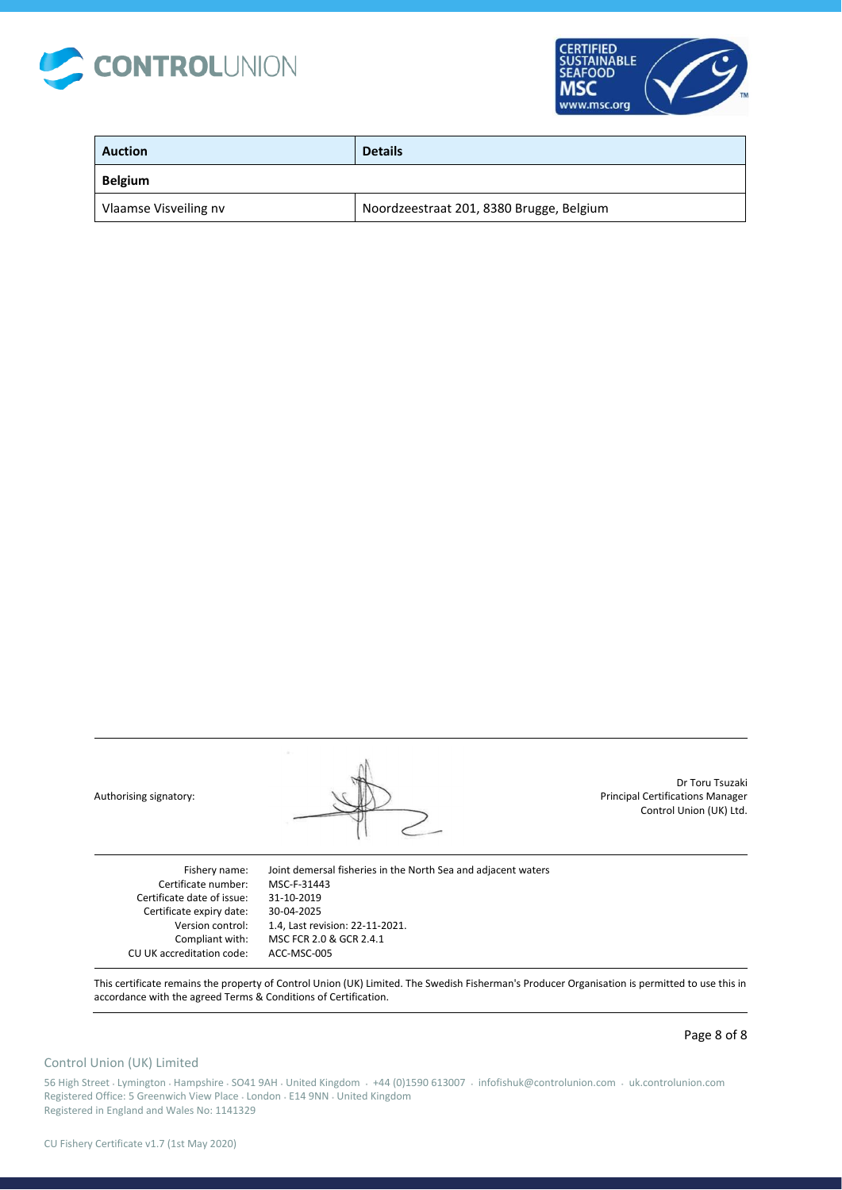| Auction | Details |
|---|---|
| **Belgium** | |
| Vlaamse Visveiling nv | Noordzeestraat 201, 8380 Brugge, Belgium |

Authorising signatory:

Dr Toru Tsuzaki
Principal Certifications Manager
Control Union (UK) Ltd.

| | |
|---|---|
| Fishery name: | Joint demersal fisheries in the North Sea and adjacent waters |
| Certificate number: | MSC-F-31443 |
| Certificate date of issue: | 31-10-2019 |
| Certificate expiry date: | 30-04-2025 |
| Version control: | 1.4, Last revision: 22-11-2021. |
| Compliant with: | MSC FCR 2.0 & GCR 2.4.1 |
| CU UK accreditation code: | ACC-MSC-005 |

This certificate remains the property of Control Union (UK) Limited. The Swedish Fisherman's Producer Organisation is permitted to use this in accordance with the agreed Terms & Conditions of Certification.

Control Union (UK) Limited

56 High Street . Lymington . Hampshire . SO41 9AH . United Kingdom . +44 (0)1590 613007 . infofishuk@controlunion.com . uk.controlunion.com
Registered Office: 5 Greenwich View Place . London . E14 9NN . United Kingdom
Registered in England and Wales No: 1141329

CU Fishery Certificate v1.7 (1st May 2020)